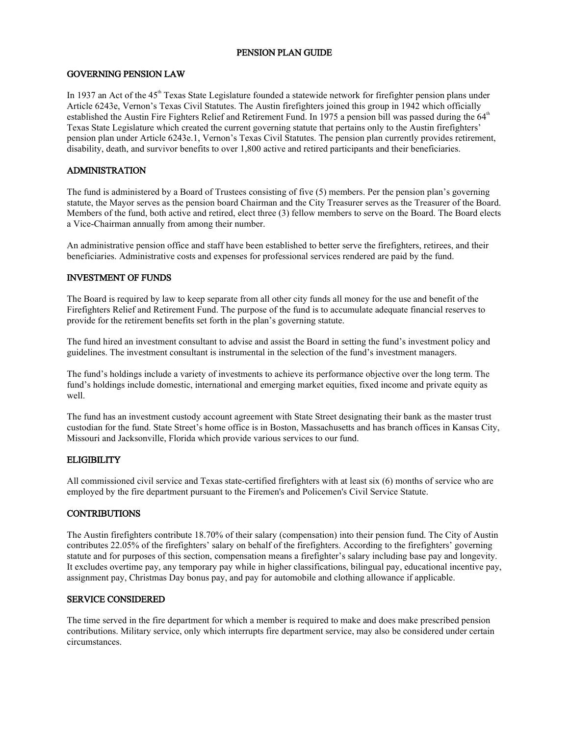# PENSION PLAN GUIDE

## GOVERNING PENSION LAW

In 1937 an Act of the 45th Texas State Legislature founded a statewide network for firefighter pension plans under Article 6243e, Vernon's Texas Civil Statutes. The Austin firefighters joined this group in 1942 which officially established the Austin Fire Fighters Relief and Retirement Fund. In 1975 a pension bill was passed during the 64th Texas State Legislature which created the current governing statute that pertains only to the Austin firefighters' pension plan under Article 6243e.1, Vernon's Texas Civil Statutes. The pension plan currently provides retirement, disability, death, and survivor benefits to over 1,800 active and retired participants and their beneficiaries.

## ADMINISTRATION

The fund is administered by a Board of Trustees consisting of five (5) members. Per the pension plan's governing statute, the Mayor serves as the pension board Chairman and the City Treasurer serves as the Treasurer of the Board. Members of the fund, both active and retired, elect three (3) fellow members to serve on the Board. The Board elects a Vice-Chairman annually from among their number.

An administrative pension office and staff have been established to better serve the firefighters, retirees, and their beneficiaries. Administrative costs and expenses for professional services rendered are paid by the fund.

## INVESTMENT OF FUNDS

The Board is required by law to keep separate from all other city funds all money for the use and benefit of the Firefighters Relief and Retirement Fund. The purpose of the fund is to accumulate adequate financial reserves to provide for the retirement benefits set forth in the plan's governing statute.

The fund hired an investment consultant to advise and assist the Board in setting the fund's investment policy and guidelines. The investment consultant is instrumental in the selection of the fund's investment managers.

The fund's holdings include a variety of investments to achieve its performance objective over the long term. The fund's holdings include domestic, international and emerging market equities, fixed income and private equity as well.

The fund has an investment custody account agreement with State Street designating their bank as the master trust custodian for the fund. State Street's home office is in Boston, Massachusetts and has branch offices in Kansas City, Missouri and Jacksonville, Florida which provide various services to our fund.

## ELIGIBILITY

All commissioned civil service and Texas state-certified firefighters with at least six (6) months of service who are employed by the fire department pursuant to the Firemen's and Policemen's Civil Service Statute.

## CONTRIBUTIONS

The Austin firefighters contribute 18.70% of their salary (compensation) into their pension fund. The City of Austin contributes 22.05% of the firefighters' salary on behalf of the firefighters. According to the firefighters' governing statute and for purposes of this section, compensation means a firefighter's salary including base pay and longevity. It excludes overtime pay, any temporary pay while in higher classifications, bilingual pay, educational incentive pay, assignment pay, Christmas Day bonus pay, and pay for automobile and clothing allowance if applicable.

## SERVICE CONSIDERED

The time served in the fire department for which a member is required to make and does make prescribed pension contributions. Military service, only which interrupts fire department service, may also be considered under certain circumstances.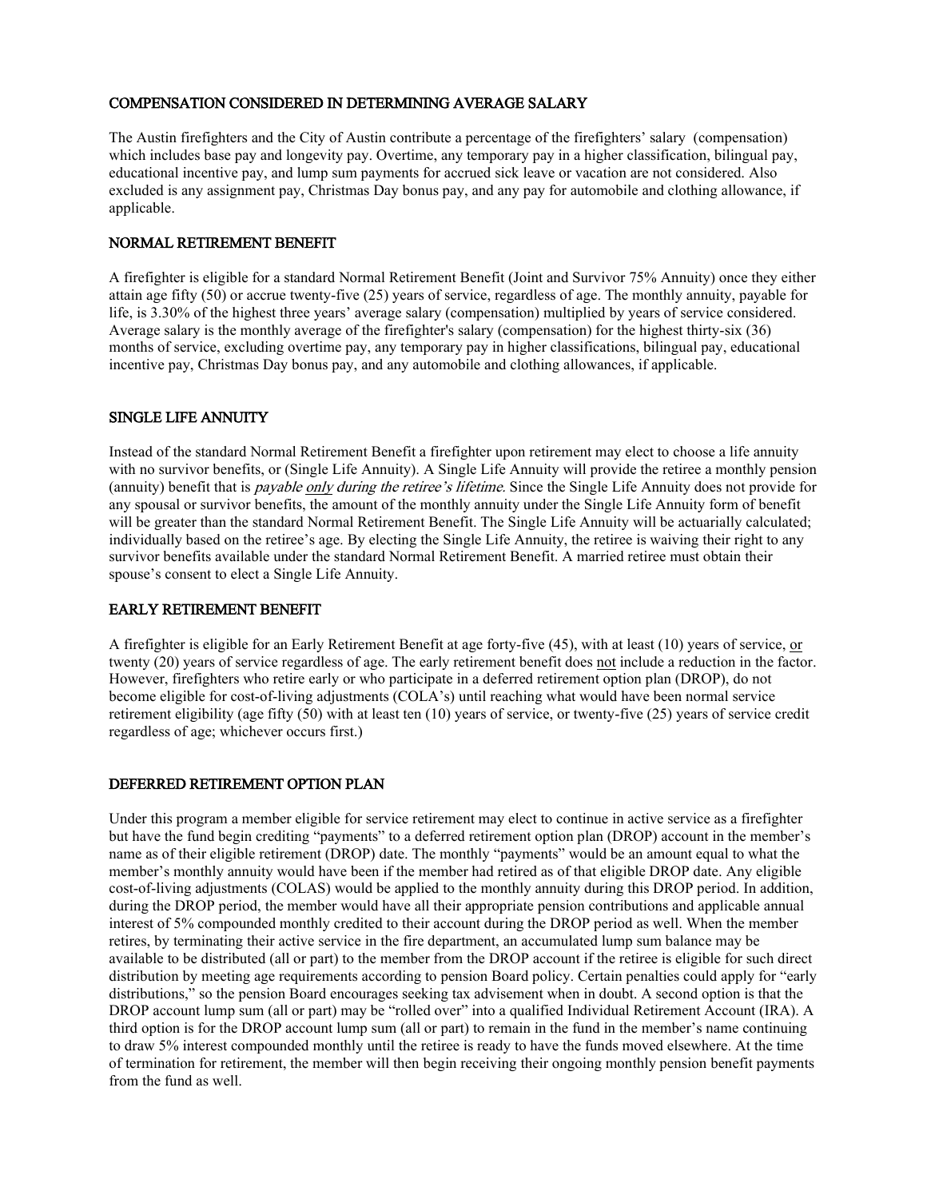## COMPENSATION CONSIDERED IN DETERMINING AVERAGE SALARY

The Austin firefighters and the City of Austin contribute a percentage of the firefighters' salary (compensation) which includes base pay and longevity pay. Overtime, any temporary pay in a higher classification, bilingual pay, educational incentive pay, and lump sum payments for accrued sick leave or vacation are not considered. Also excluded is any assignment pay, Christmas Day bonus pay, and any pay for automobile and clothing allowance, if applicable.

## NORMAL RETIREMENT BENEFIT

A firefighter is eligible for a standard Normal Retirement Benefit (Joint and Survivor 75% Annuity) once they either attain age fifty (50) or accrue twenty-five (25) years of service, regardless of age. The monthly annuity, payable for life, is 3.30% of the highest three years' average salary (compensation) multiplied by years of service considered. Average salary is the monthly average of the firefighter's salary (compensation) for the highest thirty-six (36) months of service, excluding overtime pay, any temporary pay in higher classifications, bilingual pay, educational incentive pay, Christmas Day bonus pay, and any automobile and clothing allowances, if applicable.

## SINGLE LIFE ANNUITY

Instead of the standard Normal Retirement Benefit a firefighter upon retirement may elect to choose a life annuity with no survivor benefits, or (Single Life Annuity). A Single Life Annuity will provide the retiree a monthly pension (annuity) benefit that is *payable only during the retiree's lifetime.* Since the Single Life Annuity does not provide for any spousal or survivor benefits, the amount of the monthly annuity under the Single Life Annuity form of benefit will be greater than the standard Normal Retirement Benefit. The Single Life Annuity will be actuarially calculated; individually based on the retiree's age. By electing the Single Life Annuity, the retiree is waiving their right to any survivor benefits available under the standard Normal Retirement Benefit. A married retiree must obtain their spouse's consent to elect a Single Life Annuity.

## EARLY RETIREMENT BENEFIT

A firefighter is eligible for an Early Retirement Benefit at age forty-five (45), with at least (10) years of service, or twenty (20) years of service regardless of age. The early retirement benefit does not include a reduction in the factor. However, firefighters who retire early or who participate in a deferred retirement option plan (DROP), do not become eligible for cost-of-living adjustments (COLA's) until reaching what would have been normal service retirement eligibility (age fifty (50) with at least ten (10) years of service, or twenty-five (25) years of service credit regardless of age; whichever occurs first.)

## DEFERRED RETIREMENT OPTION PLAN

Under this program a member eligible for service retirement may elect to continue in active service as a firefighter but have the fund begin crediting "payments" to a deferred retirement option plan (DROP) account in the member's name as of their eligible retirement (DROP) date. The monthly "payments" would be an amount equal to what the member's monthly annuity would have been if the member had retired as of that eligible DROP date. Any eligible cost-of-living adjustments (COLAS) would be applied to the monthly annuity during this DROP period. In addition, during the DROP period, the member would have all their appropriate pension contributions and applicable annual interest of 5% compounded monthly credited to their account during the DROP period as well. When the member retires, by terminating their active service in the fire department, an accumulated lump sum balance may be available to be distributed (all or part) to the member from the DROP account if the retiree is eligible for such direct distribution by meeting age requirements according to pension Board policy. Certain penalties could apply for "early distributions," so the pension Board encourages seeking tax advisement when in doubt. A second option is that the DROP account lump sum (all or part) may be "rolled over" into a qualified Individual Retirement Account (IRA). A third option is for the DROP account lump sum (all or part) to remain in the fund in the member's name continuing to draw 5% interest compounded monthly until the retiree is ready to have the funds moved elsewhere. At the time of termination for retirement, the member will then begin receiving their ongoing monthly pension benefit payments from the fund as well.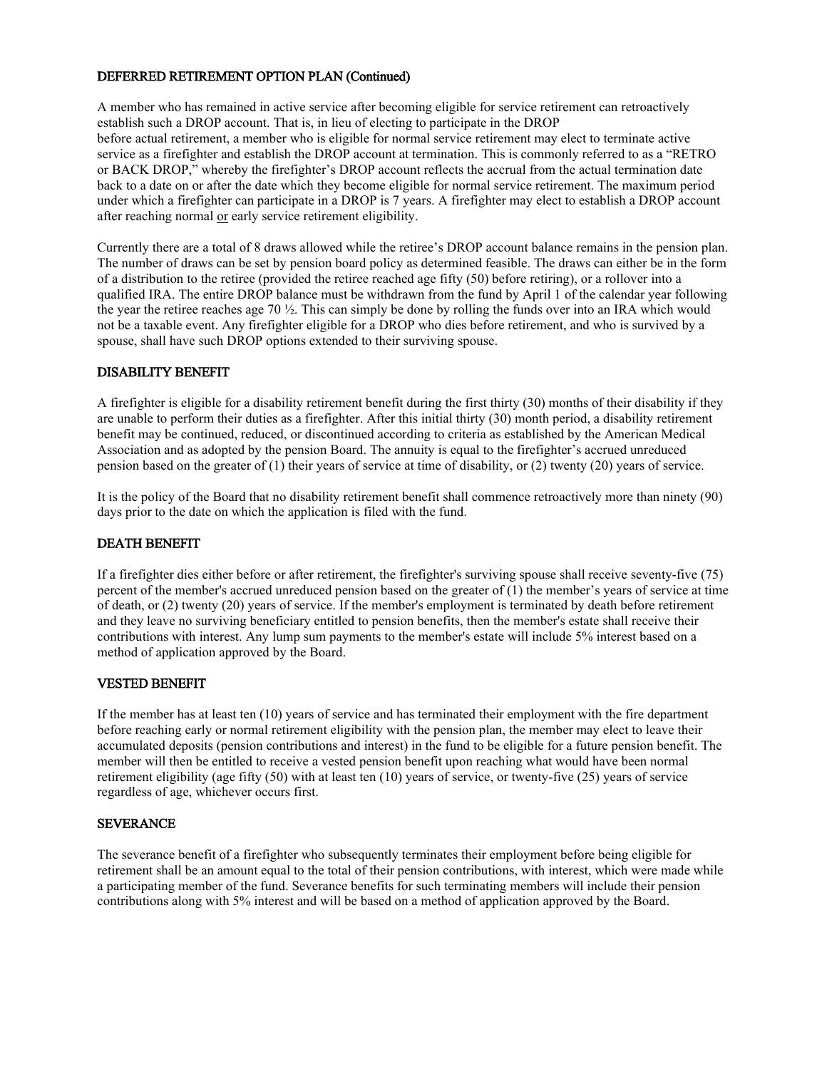## DEFERRED RETIREMENT OPTION PLAN (Continued)

A member who has remained in active service after becoming eligible for service retirement can retroactively establish such a DROP account. That is, in lieu of electing to participate in the DROP before actual retirement, a member who is eligible for normal service retirement may elect to terminate active service as a firefighter and establish the DROP account at termination. This is commonly referred to as a "RETRO or BACK DROP," whereby the firefighter's DROP account reflects the accrual from the actual termination date back to a date on or after the date which they become eligible for normal service retirement. The maximum period under which a firefighter can participate in a DROP is 7 years. A firefighter may elect to establish a DROP account after reaching normal or early service retirement eligibility.

Currently there are a total of 8 draws allowed while the retiree's DROP account balance remains in the pension plan. The number of draws can be set by pension board policy as determined feasible. The draws can either be in the form of a distribution to the retiree (provided the retiree reached age fifty (50) before retiring), or a rollover into a qualified IRA. The entire DROP balance must be withdrawn from the fund by April 1 of the calendar year following the year the retiree reaches age 70 ½. This can simply be done by rolling the funds over into an IRA which would not be a taxable event. Any firefighter eligible for a DROP who dies before retirement, and who is survived by a spouse, shall have such DROP options extended to their surviving spouse.

## DISABILITY BENEFIT

A firefighter is eligible for a disability retirement benefit during the first thirty (30) months of their disability if they are unable to perform their duties as a firefighter. After this initial thirty (30) month period, a disability retirement benefit may be continued, reduced, or discontinued according to criteria as established by the American Medical Association and as adopted by the pension Board. The annuity is equal to the firefighter's accrued unreduced pension based on the greater of (1) their years of service at time of disability, or (2) twenty (20) years of service.

It is the policy of the Board that no disability retirement benefit shall commence retroactively more than ninety (90) days prior to the date on which the application is filed with the fund.

## DEATH BENEFIT

If a firefighter dies either before or after retirement, the firefighter's surviving spouse shall receive seventy-five (75) percent of the member's accrued unreduced pension based on the greater of (1) the member's years of service at time of death, or (2) twenty (20) years of service. If the member's employment is terminated by death before retirement and they leave no surviving beneficiary entitled to pension benefits, then the member's estate shall receive their contributions with interest. Any lump sum payments to the member's estate will include 5% interest based on a method of application approved by the Board.

## VESTED BENEFIT

If the member has at least ten (10) years of service and has terminated their employment with the fire department before reaching early or normal retirement eligibility with the pension plan, the member may elect to leave their accumulated deposits (pension contributions and interest) in the fund to be eligible for a future pension benefit. The member will then be entitled to receive a vested pension benefit upon reaching what would have been normal retirement eligibility (age fifty (50) with at least ten (10) years of service, or twenty-five (25) years of service regardless of age, whichever occurs first.

## SEVERANCE

The severance benefit of a firefighter who subsequently terminates their employment before being eligible for retirement shall be an amount equal to the total of their pension contributions, with interest, which were made while a participating member of the fund. Severance benefits for such terminating members will include their pension contributions along with 5% interest and will be based on a method of application approved by the Board.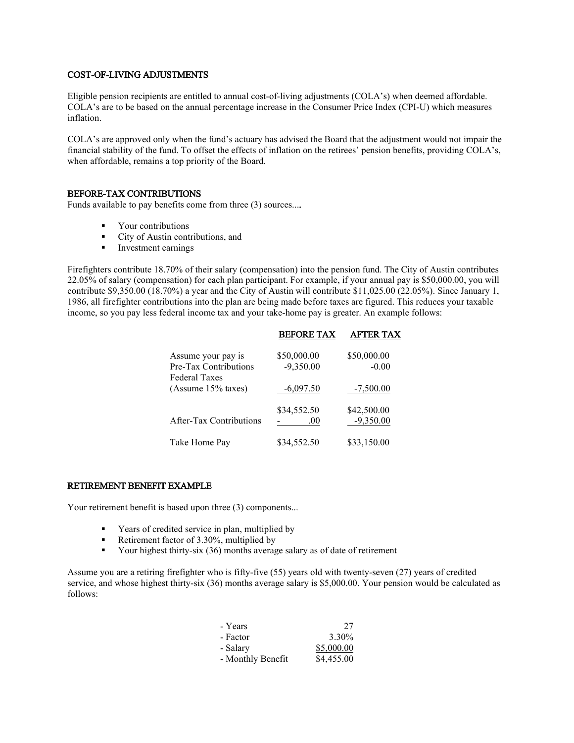## COST-OF-LIVING ADJUSTMENTS

Eligible pension recipients are entitled to annual cost-of-living adjustments (COLA's) when deemed affordable. COLA's are to be based on the annual percentage increase in the Consumer Price Index (CPI-U) which measures inflation.

COLA's are approved only when the fund's actuary has advised the Board that the adjustment would not impair the financial stability of the fund. To offset the effects of inflation on the retirees' pension benefits, providing COLA's, when affordable, remains a top priority of the Board.

## BEFORE-TAX CONTRIBUTIONS

Funds available to pay benefits come from three (3) sources....

- Your contributions
- City of Austin contributions, and
- Investment earnings

Firefighters contribute 18.70% of their salary (compensation) into the pension fund. The City of Austin contributes 22.05% of salary (compensation) for each plan participant. For example, if your annual pay is $50,000.00, you will contribute $9,350.00 (18.70%) a year and the City of Austin will contribute $11,025.00 (22.05%). Since January 1, 1986, all firefighter contributions into the plan are being made before taxes are figured. This reduces your taxable income, so you pay less federal income tax and your take-home pay is greater. An example follows:

| | BEFORE TAX | AFTER TAX |
|---|---|---|
| Assume your pay is | $50,000.00 | $50,000.00 |
| Pre-Tax Contributions | -9,350.00 | -0.00 |
| Federal Taxes (Assume 15% taxes) | -6,097.50 | -7,500.00 |
| | $34,552.50 | $42,500.00 |
| After-Tax Contributions | - .00 | -9,350.00 |
| Take Home Pay | $34,552.50 | $33,150.00 |

## RETIREMENT BENEFIT EXAMPLE

Your retirement benefit is based upon three (3) components...

- Years of credited service in plan, multiplied by
- Retirement factor of 3.30%, multiplied by
- Your highest thirty-six (36) months average salary as of date of retirement

Assume you are a retiring firefighter who is fifty-five (55) years old with twenty-seven (27) years of credited service, and whose highest thirty-six (36) months average salary is $5,000.00. Your pension would be calculated as follows:

| | |
|---|---|
| - Years | 27 |
| - Factor | 3.30% |
| - Salary | $5,000.00 |
| - Monthly Benefit | $4,455.00 |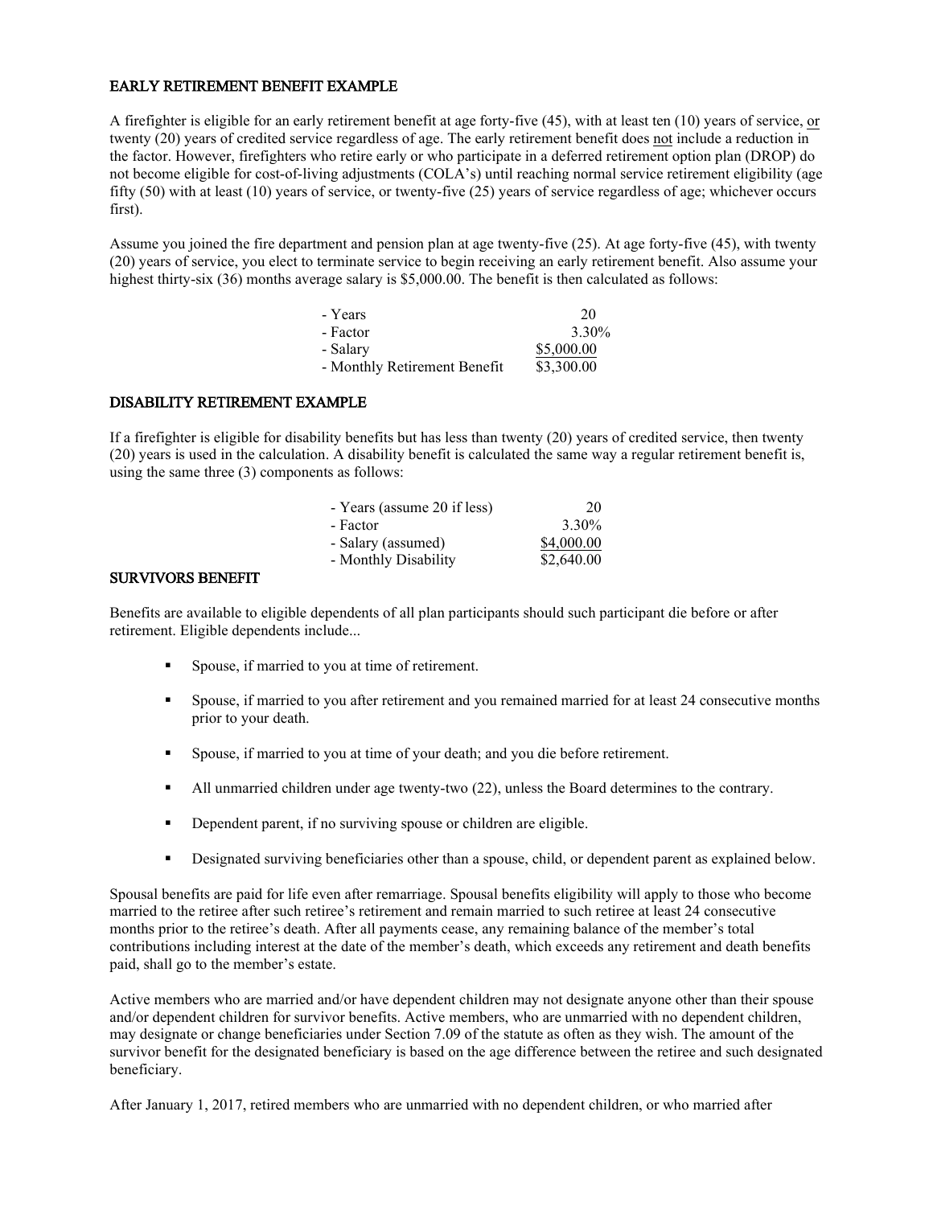## EARLY RETIREMENT BENEFIT EXAMPLE

A firefighter is eligible for an early retirement benefit at age forty-five (45), with at least ten (10) years of service, or twenty (20) years of credited service regardless of age. The early retirement benefit does not include a reduction in the factor. However, firefighters who retire early or who participate in a deferred retirement option plan (DROP) do not become eligible for cost-of-living adjustments (COLA's) until reaching normal service retirement eligibility (age fifty (50) with at least (10) years of service, or twenty-five (25) years of service regardless of age; whichever occurs first).

Assume you joined the fire department and pension plan at age twenty-five (25). At age forty-five (45), with twenty (20) years of service, you elect to terminate service to begin receiving an early retirement benefit. Also assume your highest thirty-six (36) months average salary is $5,000.00. The benefit is then calculated as follows:

| | |
|---|---|
| - Years | 20 |
| - Factor | 3.30% |
| - Salary | $5,000.00 |
| - Monthly Retirement Benefit | $3,300.00 |

## DISABILITY RETIREMENT EXAMPLE

If a firefighter is eligible for disability benefits but has less than twenty (20) years of credited service, then twenty (20) years is used in the calculation. A disability benefit is calculated the same way a regular retirement benefit is, using the same three (3) components as follows:

| | |
|---|---|
| - Years (assume 20 if less) | 20 |
| - Factor | 3.30% |
| - Salary (assumed) | $4,000.00 |
| - Monthly Disability | $2,640.00 |

## SURVIVORS BENEFIT

Benefits are available to eligible dependents of all plan participants should such participant die before or after retirement. Eligible dependents include...

- Spouse, if married to you at time of retirement.
- Spouse, if married to you after retirement and you remained married for at least 24 consecutive months prior to your death.
- Spouse, if married to you at time of your death; and you die before retirement.
- All unmarried children under age twenty-two (22), unless the Board determines to the contrary.
- Dependent parent, if no surviving spouse or children are eligible.
- Designated surviving beneficiaries other than a spouse, child, or dependent parent as explained below.

Spousal benefits are paid for life even after remarriage. Spousal benefits eligibility will apply to those who become married to the retiree after such retiree's retirement and remain married to such retiree at least 24 consecutive months prior to the retiree's death. After all payments cease, any remaining balance of the member's total contributions including interest at the date of the member's death, which exceeds any retirement and death benefits paid, shall go to the member's estate.

Active members who are married and/or have dependent children may not designate anyone other than their spouse and/or dependent children for survivor benefits. Active members, who are unmarried with no dependent children, may designate or change beneficiaries under Section 7.09 of the statute as often as they wish. The amount of the survivor benefit for the designated beneficiary is based on the age difference between the retiree and such designated beneficiary.

After January 1, 2017, retired members who are unmarried with no dependent children, or who married after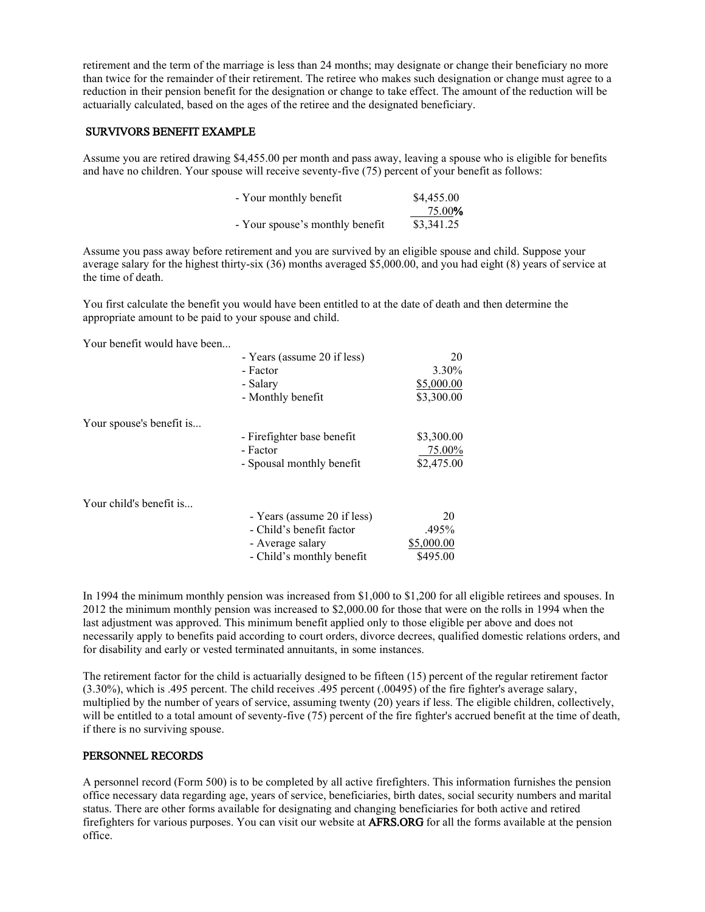retirement and the term of the marriage is less than 24 months; may designate or change their beneficiary no more than twice for the remainder of their retirement. The retiree who makes such designation or change must agree to a reduction in their pension benefit for the designation or change to take effect. The amount of the reduction will be actuarially calculated, based on the ages of the retiree and the designated beneficiary.

## SURVIVORS BENEFIT EXAMPLE

Assume you are retired drawing $4,455.00 per month and pass away, leaving a spouse who is eligible for benefits and have no children. Your spouse will receive seventy-five (75) percent of your benefit as follows:

| | |
|---|---|
| - Your monthly benefit | $4,455.00 |
| | 75.00**%** |
| - Your spouse's monthly benefit | $3,341.25 |

Assume you pass away before retirement and you are survived by an eligible spouse and child. Suppose your average salary for the highest thirty-six (36) months averaged $5,000.00, and you had eight (8) years of service at the time of death.

You first calculate the benefit you would have been entitled to at the date of death and then determine the appropriate amount to be paid to your spouse and child.

Your benefit would have been...

| | |
|---|---|
| - Years (assume 20 if less) | 20 |
| - Factor | 3.30% |
| - Salary | $5,000.00 |
| - Monthly benefit | $3,300.00 |

Your spouse's benefit is...

| | |
|---|---|
| - Firefighter base benefit | $3,300.00 |
| - Factor | 75.00% |
| - Spousal monthly benefit | $2,475.00 |

Your child's benefit is...

| | |
|---|---|
| - Years (assume 20 if less) | 20 |
| - Child's benefit factor | .495% |
| - Average salary | $5,000.00 |
| - Child's monthly benefit | $495.00 |

In 1994 the minimum monthly pension was increased from $1,000 to $1,200 for all eligible retirees and spouses. In 2012 the minimum monthly pension was increased to $2,000.00 for those that were on the rolls in 1994 when the last adjustment was approved. This minimum benefit applied only to those eligible per above and does not necessarily apply to benefits paid according to court orders, divorce decrees, qualified domestic relations orders, and for disability and early or vested terminated annuitants, in some instances.

The retirement factor for the child is actuarially designed to be fifteen (15) percent of the regular retirement factor (3.30%), which is .495 percent. The child receives .495 percent (.00495) of the fire fighter's average salary, multiplied by the number of years of service, assuming twenty (20) years if less. The eligible children, collectively, will be entitled to a total amount of seventy-five (75) percent of the fire fighter's accrued benefit at the time of death, if there is no surviving spouse.

## PERSONNEL RECORDS

A personnel record (Form 500) is to be completed by all active firefighters. This information furnishes the pension office necessary data regarding age, years of service, beneficiaries, birth dates, social security numbers and marital status. There are other forms available for designating and changing beneficiaries for both active and retired firefighters for various purposes. You can visit our website at **AFRS.ORG** for all the forms available at the pension office.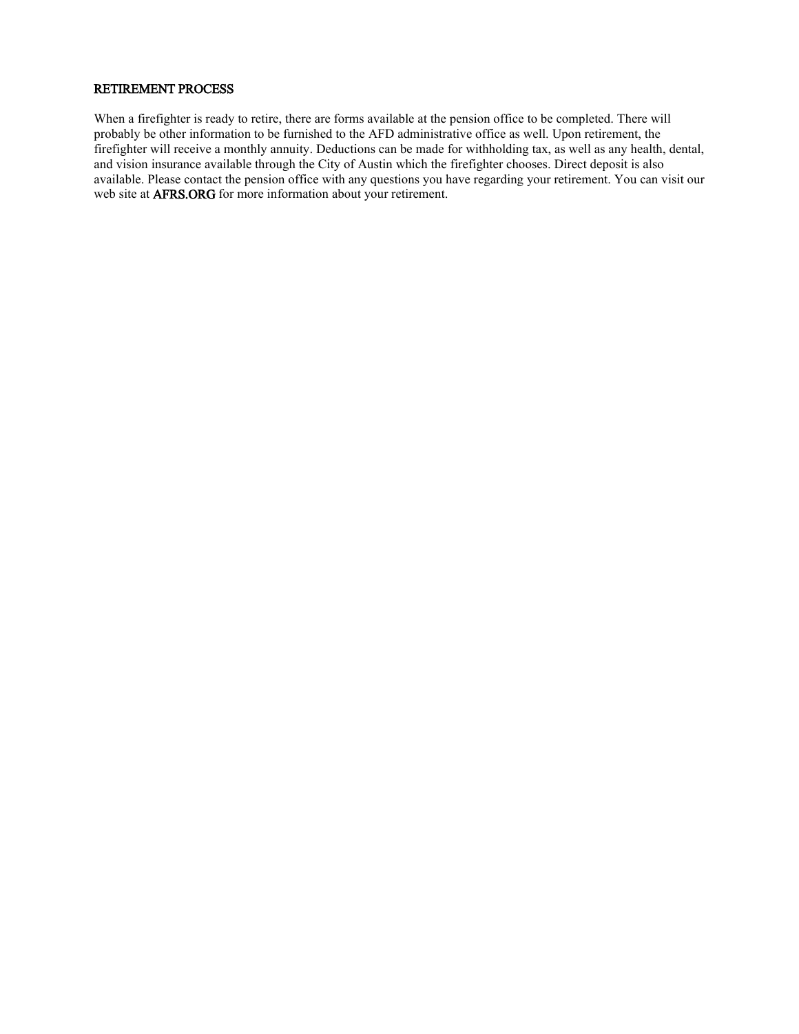## RETIREMENT PROCESS

When a firefighter is ready to retire, there are forms available at the pension office to be completed. There will probably be other information to be furnished to the AFD administrative office as well. Upon retirement, the firefighter will receive a monthly annuity. Deductions can be made for withholding tax, as well as any health, dental, and vision insurance available through the City of Austin which the firefighter chooses. Direct deposit is also available. Please contact the pension office with any questions you have regarding your retirement. You can visit our web site at AFRS.ORG for more information about your retirement.